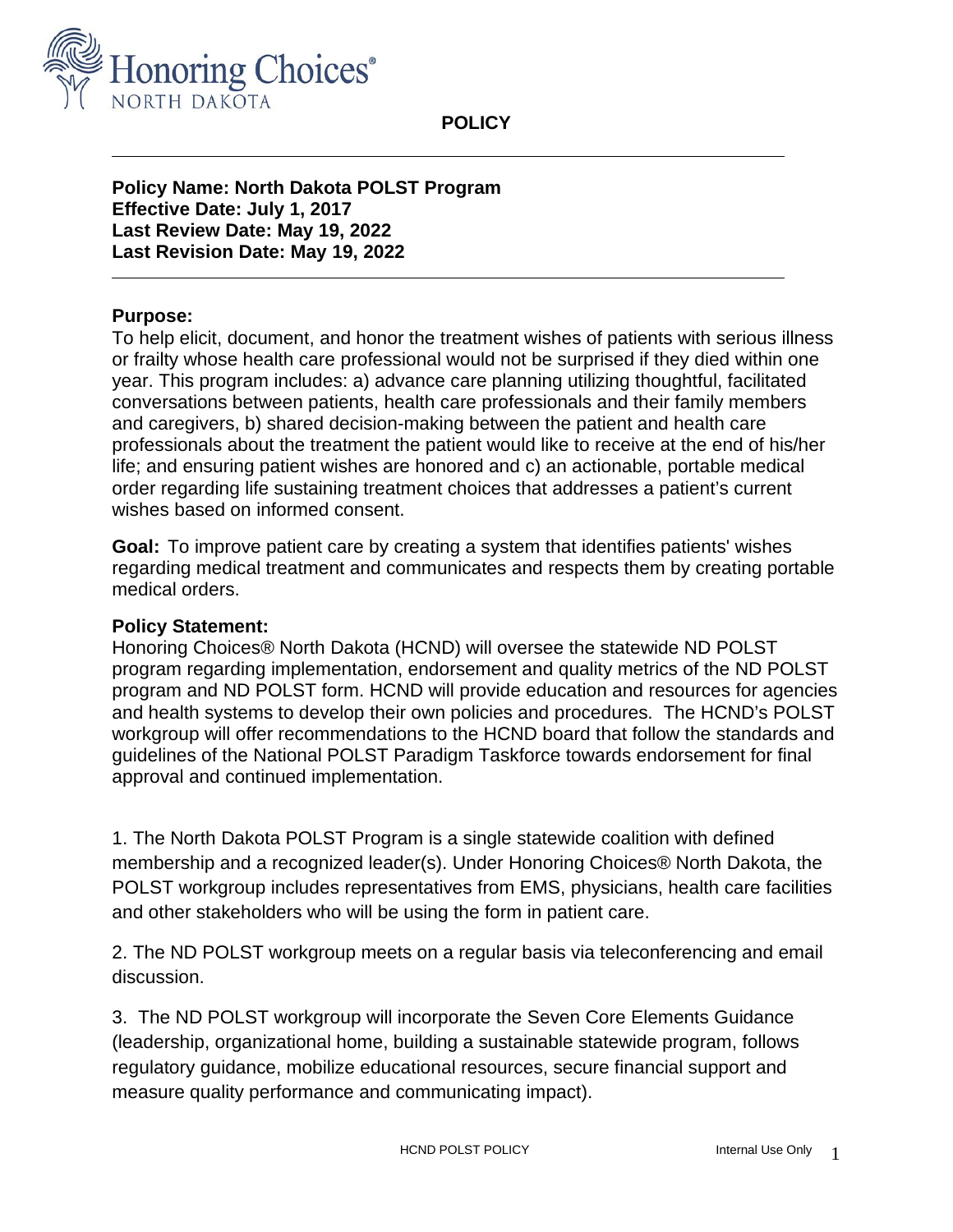Honoring Choices®
NORTH DAKOTA

# POLICY

---

**Policy Name: North Dakota POLST Program**
**Effective Date: July 1, 2017**
**Last Review Date: May 19, 2022**
**Last Revision Date: May 19, 2022**

---

**Purpose:**
To help elicit, document, and honor the treatment wishes of patients with serious illness or frailty whose health care professional would not be surprised if they died within one year. This program includes: a) advance care planning utilizing thoughtful, facilitated conversations between patients, health care professionals and their family members and caregivers, b) shared decision-making between the patient and health care professionals about the treatment the patient would like to receive at the end of his/her life; and ensuring patient wishes are honored and c) an actionable, portable medical order regarding life sustaining treatment choices that addresses a patient's current wishes based on informed consent.

**Goal:** To improve patient care by creating a system that identifies patients' wishes regarding medical treatment and communicates and respects them by creating portable medical orders.

**Policy Statement:**
Honoring Choices® North Dakota (HCND) will oversee the statewide ND POLST program regarding implementation, endorsement and quality metrics of the ND POLST program and ND POLST form. HCND will provide education and resources for agencies and health systems to develop their own policies and procedures. The HCND's POLST workgroup will offer recommendations to the HCND board that follow the standards and guidelines of the National POLST Paradigm Taskforce towards endorsement for final approval and continued implementation.

1. The North Dakota POLST Program is a single statewide coalition with defined membership and a recognized leader(s). Under Honoring Choices® North Dakota, the POLST workgroup includes representatives from EMS, physicians, health care facilities and other stakeholders who will be using the form in patient care.

2. The ND POLST workgroup meets on a regular basis via teleconferencing and email discussion.

3. The ND POLST workgroup will incorporate the Seven Core Elements Guidance (leadership, organizational home, building a sustainable statewide program, follows regulatory guidance, mobilize educational resources, secure financial support and measure quality performance and communicating impact).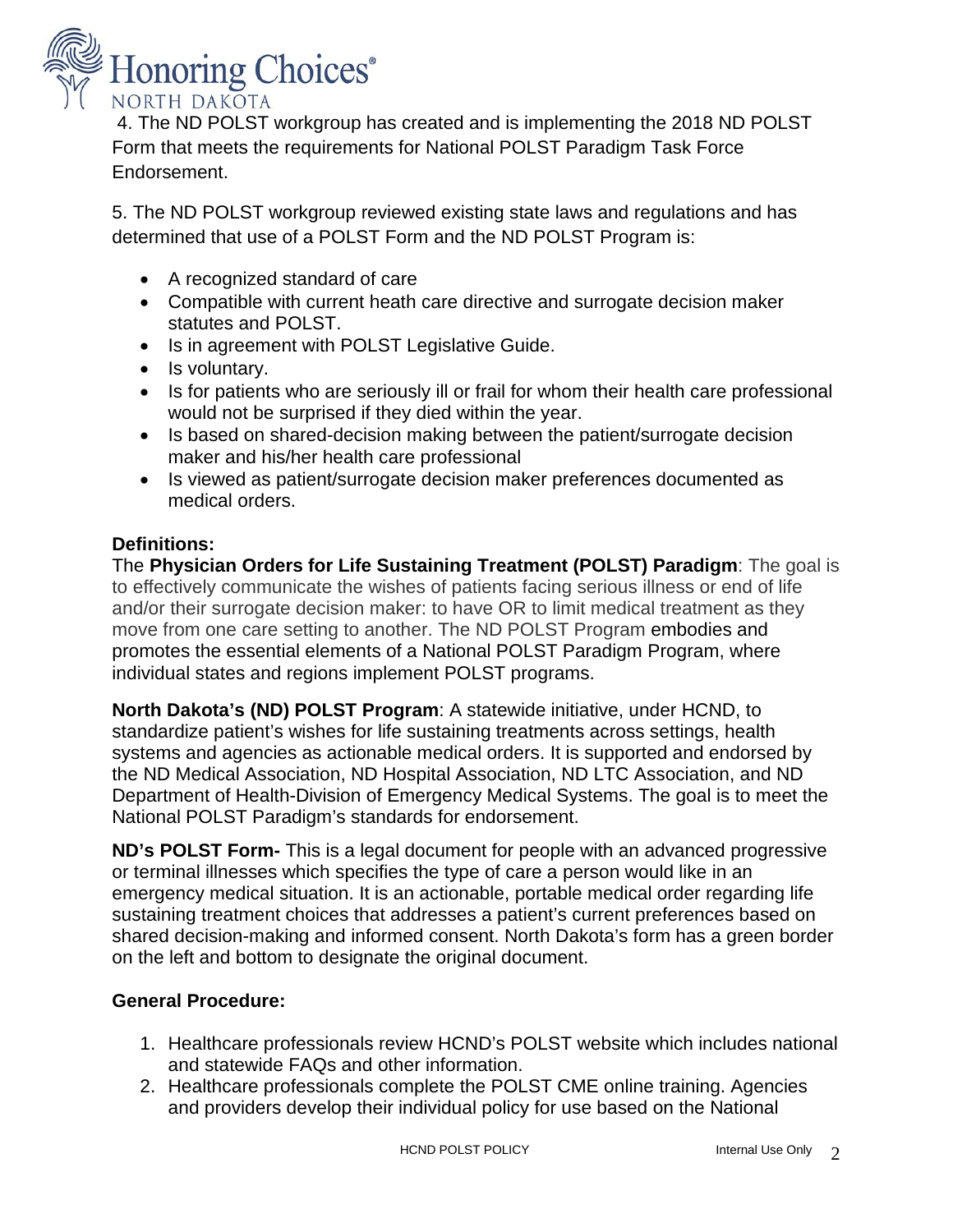4. The ND POLST workgroup has created and is implementing the 2018 ND POLST Form that meets the requirements for National POLST Paradigm Task Force Endorsement.

5. The ND POLST workgroup reviewed existing state laws and regulations and has determined that use of a POLST Form and the ND POLST Program is:

- A recognized standard of care
- Compatible with current heath care directive and surrogate decision maker statutes and POLST.
- Is in agreement with POLST Legislative Guide.
- Is voluntary.
- Is for patients who are seriously ill or frail for whom their health care professional would not be surprised if they died within the year.
- Is based on shared-decision making between the patient/surrogate decision maker and his/her health care professional
- Is viewed as patient/surrogate decision maker preferences documented as medical orders.

**Definitions:**

The **Physician Orders for Life Sustaining Treatment (POLST) Paradigm**: The goal is to effectively communicate the wishes of patients facing serious illness or end of life and/or their surrogate decision maker: to have OR to limit medical treatment as they move from one care setting to another. The ND POLST Program embodies and promotes the essential elements of a National POLST Paradigm Program, where individual states and regions implement POLST programs.

**North Dakota's (ND) POLST Program**: A statewide initiative, under HCND, to standardize patient's wishes for life sustaining treatments across settings, health systems and agencies as actionable medical orders. It is supported and endorsed by the ND Medical Association, ND Hospital Association, ND LTC Association, and ND Department of Health-Division of Emergency Medical Systems. The goal is to meet the National POLST Paradigm's standards for endorsement.

**ND's POLST Form-** This is a legal document for people with an advanced progressive or terminal illnesses which specifies the type of care a person would like in an emergency medical situation. It is an actionable, portable medical order regarding life sustaining treatment choices that addresses a patient's current preferences based on shared decision-making and informed consent. North Dakota's form has a green border on the left and bottom to designate the original document.

**General Procedure:**

1. Healthcare professionals review HCND's POLST website which includes national and statewide FAQs and other information.
2. Healthcare professionals complete the POLST CME online training. Agencies and providers develop their individual policy for use based on the National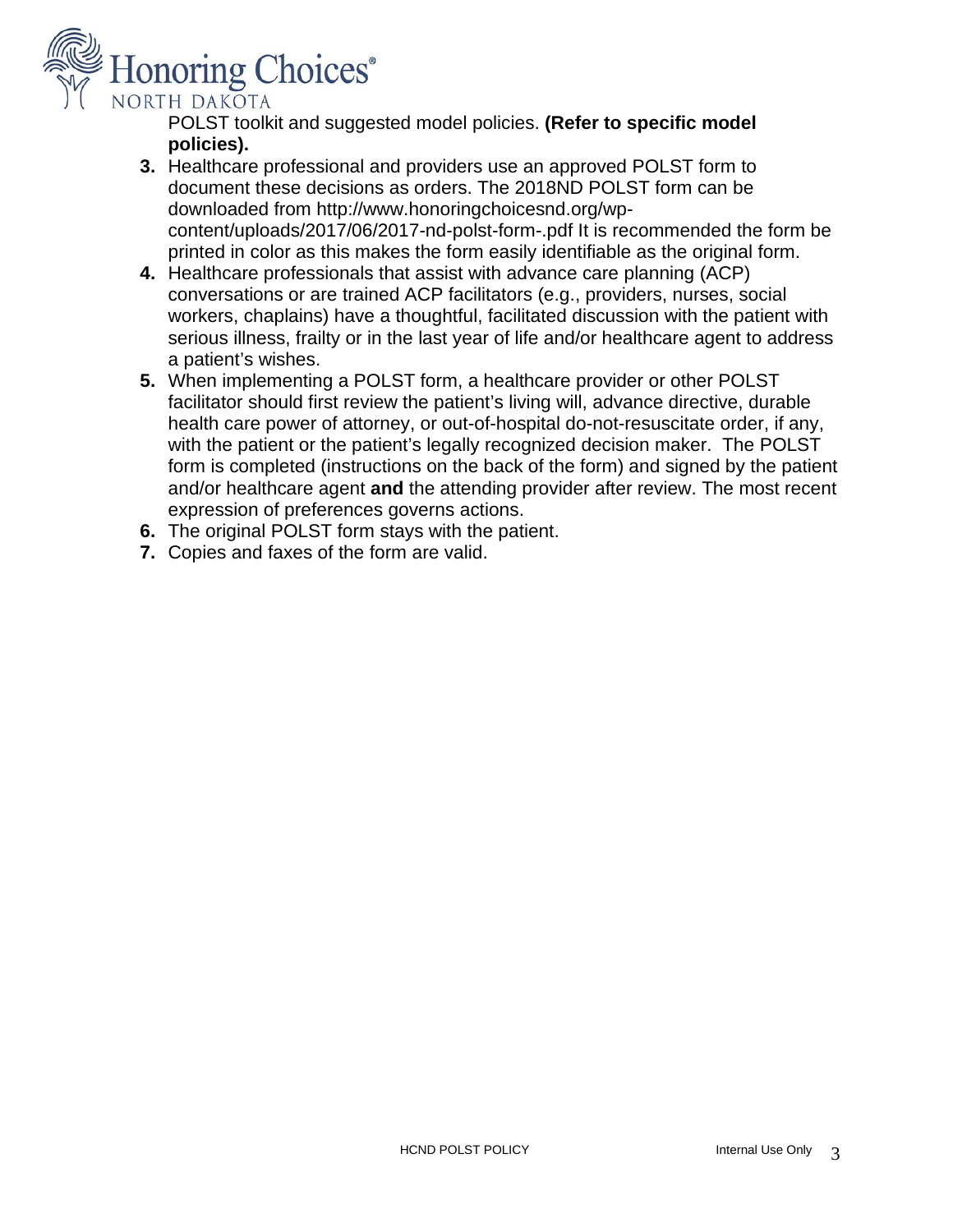POLST toolkit and suggested model policies. **(Refer to specific model policies).**

3. Healthcare professional and providers use an approved POLST form to document these decisions as orders. The 2018ND POLST form can be downloaded from http://www.honoringchoicesnd.org/wp-content/uploads/2017/06/2017-nd-polst-form-.pdf It is recommended the form be printed in color as this makes the form easily identifiable as the original form.
4. Healthcare professionals that assist with advance care planning (ACP) conversations or are trained ACP facilitators (e.g., providers, nurses, social workers, chaplains) have a thoughtful, facilitated discussion with the patient with serious illness, frailty or in the last year of life and/or healthcare agent to address a patient's wishes.
5. When implementing a POLST form, a healthcare provider or other POLST facilitator should first review the patient's living will, advance directive, durable health care power of attorney, or out-of-hospital do-not-resuscitate order, if any, with the patient or the patient's legally recognized decision maker. The POLST form is completed (instructions on the back of the form) and signed by the patient and/or healthcare agent **and** the attending provider after review. The most recent expression of preferences governs actions.
6. The original POLST form stays with the patient.
7. Copies and faxes of the form are valid.